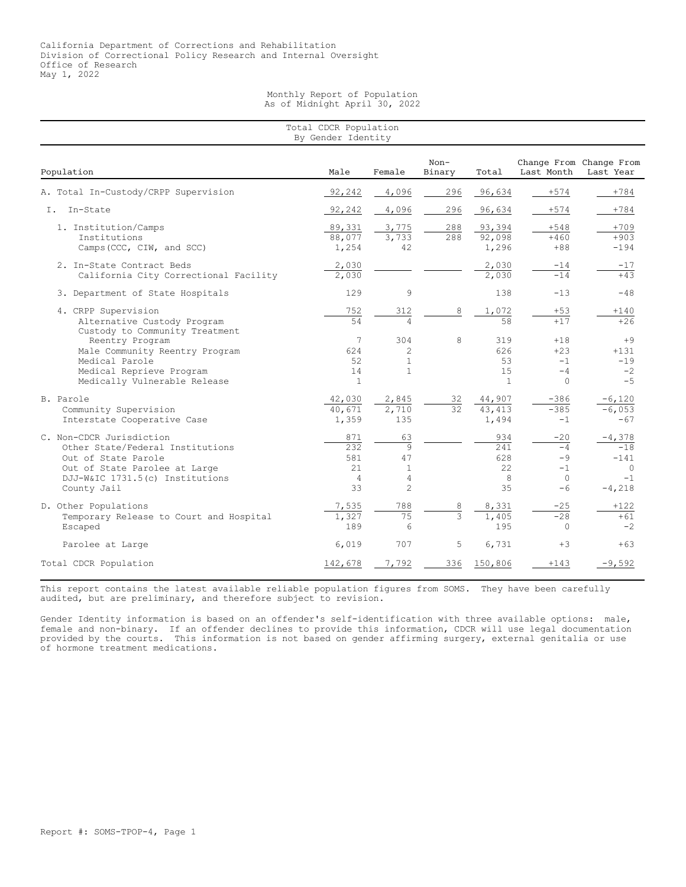California Department of Corrections and Rehabilitation
Division of Correctional Policy Research and Internal Oversight
Office of Research
May 1, 2022

# Monthly Report of Population
## As of Midnight April 30, 2022

### Total CDCR Population By Gender Identity

| Population | Male | Female | Non-Binary | Total | Change From Last Month | Change From Last Year |
|---|---|---|---|---|---|---|
| A. Total In-Custody/CRPP Supervision | 92,242 | 4,096 | 296 | 96,634 | +574 | +784 |
| I. In-State | 92,242 | 4,096 | 296 | 96,634 | +574 | +784 |
| 1. Institution/Camps | 89,331 | 3,775 | 288 | 93,394 | +548 | +709 |
| Institutions | 88,077 | 3,733 | 288 | 92,098 | +460 | +903 |
| Camps(CCC, CIW, and SCC) | 1,254 | 42 | | 1,296 | +88 | -194 |
| 2. In-State Contract Beds | 2,030 | | | 2,030 | -14 | -17 |
| California City Correctional Facility | 2,030 | | | 2,030 | -14 | +43 |
| 3. Department of State Hospitals | 129 | 9 | | 138 | -13 | -48 |
| 4. CRPP Supervision | 752 | 312 | 8 | 1,072 | +53 | +140 |
| Alternative Custody Program | 54 | 4 | | 58 | +17 | +26 |
| Custody to Community Treatment Reentry Program | 7 | 304 | 8 | 319 | +18 | +9 |
| Male Community Reentry Program | 624 | 2 | | 626 | +23 | +131 |
| Medical Parole | 52 | 1 | | 53 | -1 | -19 |
| Medical Reprieve Program | 14 | 1 | | 15 | -4 | -2 |
| Medically Vulnerable Release | 1 | | | 1 | 0 | -5 |
| B. Parole | 42,030 | 2,845 | 32 | 44,907 | -386 | -6,120 |
| Community Supervision | 40,671 | 2,710 | 32 | 43,413 | -385 | -6,053 |
| Interstate Cooperative Case | 1,359 | 135 | | 1,494 | -1 | -67 |
| C. Non-CDCR Jurisdiction | 871 | 63 | | 934 | -20 | -4,378 |
| Other State/Federal Institutions | 232 | 9 | | 241 | -4 | -18 |
| Out of State Parole | 581 | 47 | | 628 | -9 | -141 |
| Out of State Parolee at Large | 21 | 1 | | 22 | -1 | 0 |
| DJJ-W&IC 1731.5(c) Institutions | 4 | 4 | | 8 | 0 | -1 |
| County Jail | 33 | 2 | | 35 | -6 | -4,218 |
| D. Other Populations | 7,535 | 788 | 8 | 8,331 | -25 | +122 |
| Temporary Release to Court and Hospital | 1,327 | 75 | 3 | 1,405 | -28 | +61 |
| Escaped | 189 | 6 | | 195 | 0 | -2 |
| Parolee at Large | 6,019 | 707 | 5 | 6,731 | +3 | +63 |
| Total CDCR Population | 142,678 | 7,792 | 336 | 150,806 | +143 | -9,592 |

This report contains the latest available reliable population figures from SOMS. They have been carefully audited, but are preliminary, and therefore subject to revision.

Gender Identity information is based on an offender's self-identification with three available options: male, female and non-binary. If an offender declines to provide this information, CDCR will use legal documentation provided by the courts. This information is not based on gender affirming surgery, external genitalia or use of hormone treatment medications.

Report #: SOMS-TPOP-4, Page 1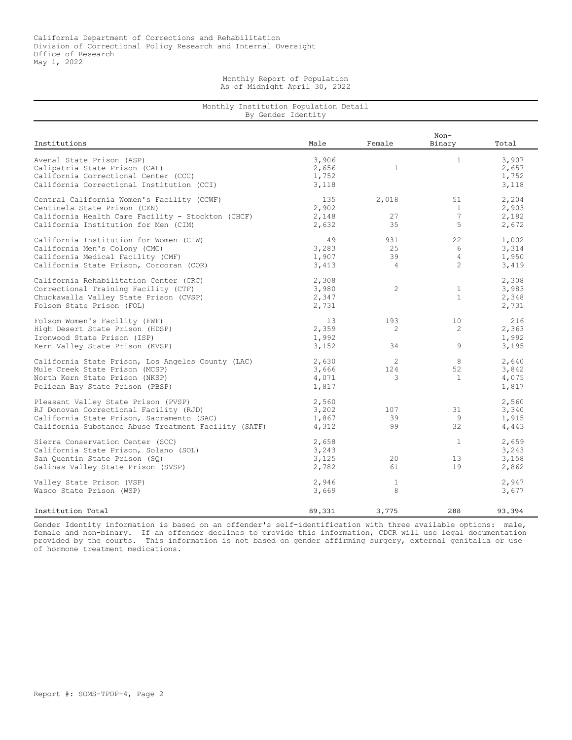California Department of Corrections and Rehabilitation
Division of Correctional Policy Research and Internal Oversight
Office of Research
May 1, 2022

Monthly Report of Population
As of Midnight April 30, 2022

## Monthly Institution Population Detail
By Gender Identity

| Institutions | Male | Female | Non-Binary | Total |
|---|---|---|---|---|
| Avenal State Prison (ASP) | 3,906 | | 1 | 3,907 |
| Calipatria State Prison (CAL) | 2,656 | 1 | | 2,657 |
| California Correctional Center (CCC) | 1,752 | | | 1,752 |
| California Correctional Institution (CCI) | 3,118 | | | 3,118 |
| Central California Women's Facility (CCWF) | 135 | 2,018 | 51 | 2,204 |
| Centinela State Prison (CEN) | 2,902 | | 1 | 2,903 |
| California Health Care Facility - Stockton (CHCF) | 2,148 | 27 | 7 | 2,182 |
| California Institution for Men (CIM) | 2,632 | 35 | 5 | 2,672 |
| California Institution for Women (CIW) | 49 | 931 | 22 | 1,002 |
| California Men's Colony (CMC) | 3,283 | 25 | 6 | 3,314 |
| California Medical Facility (CMF) | 1,907 | 39 | 4 | 1,950 |
| California State Prison, Corcoran (COR) | 3,413 | 4 | 2 | 3,419 |
| California Rehabilitation Center (CRC) | 2,308 | | | 2,308 |
| Correctional Training Facility (CTF) | 3,980 | 2 | 1 | 3,983 |
| Chuckawalla Valley State Prison (CVSP) | 2,347 | | 1 | 2,348 |
| Folsom State Prison (FOL) | 2,731 | | | 2,731 |
| Folsom Women's Facility (FWF) | 13 | 193 | 10 | 216 |
| High Desert State Prison (HDSP) | 2,359 | 2 | 2 | 2,363 |
| Ironwood State Prison (ISP) | 1,992 | | | 1,992 |
| Kern Valley State Prison (KVSP) | 3,152 | 34 | 9 | 3,195 |
| California State Prison, Los Angeles County (LAC) | 2,630 | 2 | 8 | 2,640 |
| Mule Creek State Prison (MCSP) | 3,666 | 124 | 52 | 3,842 |
| North Kern State Prison (NKSP) | 4,071 | 3 | 1 | 4,075 |
| Pelican Bay State Prison (PBSP) | 1,817 | | | 1,817 |
| Pleasant Valley State Prison (PVSP) | 2,560 | | | 2,560 |
| RJ Donovan Correctional Facility (RJD) | 3,202 | 107 | 31 | 3,340 |
| California State Prison, Sacramento (SAC) | 1,867 | 39 | 9 | 1,915 |
| California Substance Abuse Treatment Facility (SATF) | 4,312 | 99 | 32 | 4,443 |
| Sierra Conservation Center (SCC) | 2,658 | | 1 | 2,659 |
| California State Prison, Solano (SOL) | 3,243 | | | 3,243 |
| San Quentin State Prison (SQ) | 3,125 | 20 | 13 | 3,158 |
| Salinas Valley State Prison (SVSP) | 2,782 | 61 | 19 | 2,862 |
| Valley State Prison (VSP) | 2,946 | 1 | | 2,947 |
| Wasco State Prison (WSP) | 3,669 | 8 | | 3,677 |
| Institution Total | 89,331 | 3,775 | 288 | 93,394 |

Gender Identity information is based on an offender's self-identification with three available options: male, female and non-binary. If an offender declines to provide this information, CDCR will use legal documentation provided by the courts. This information is not based on gender affirming surgery, external genitalia or use of hormone treatment medications.

Report #: SOMS-TPOP-4, Page 2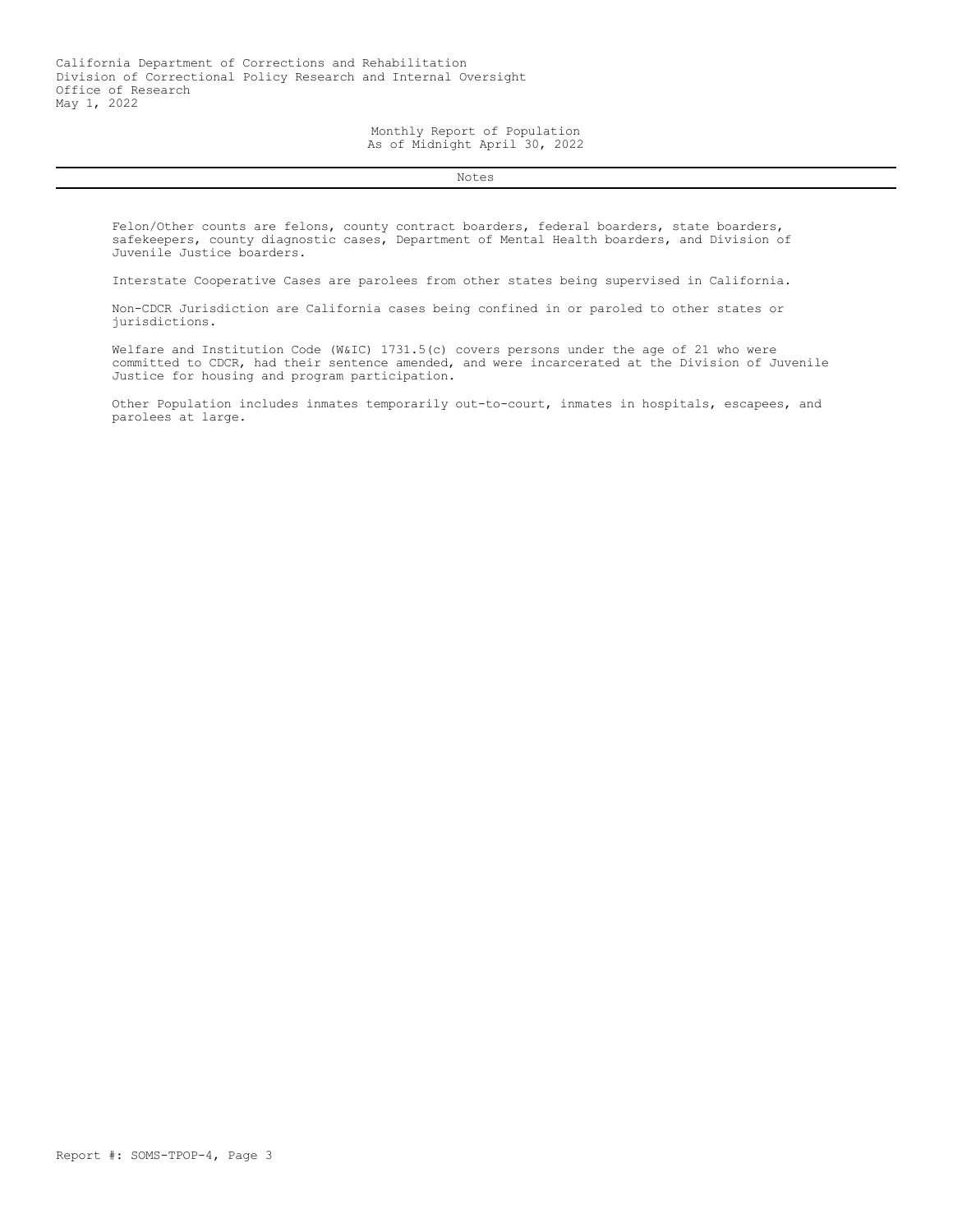California Department of Corrections and Rehabilitation
Division of Correctional Policy Research and Internal Oversight
Office of Research
May 1, 2022

Monthly Report of Population
As of Midnight April 30, 2022

## Notes

Felon/Other counts are felons, county contract boarders, federal boarders, state boarders, safekeepers, county diagnostic cases, Department of Mental Health boarders, and Division of Juvenile Justice boarders.

Interstate Cooperative Cases are parolees from other states being supervised in California.

Non-CDCR Jurisdiction are California cases being confined in or paroled to other states or jurisdictions.

Welfare and Institution Code (W&IC) 1731.5(c) covers persons under the age of 21 who were committed to CDCR, had their sentence amended, and were incarcerated at the Division of Juvenile Justice for housing and program participation.

Other Population includes inmates temporarily out-to-court, inmates in hospitals, escapees, and parolees at large.

Report #: SOMS-TPOP-4, Page 3